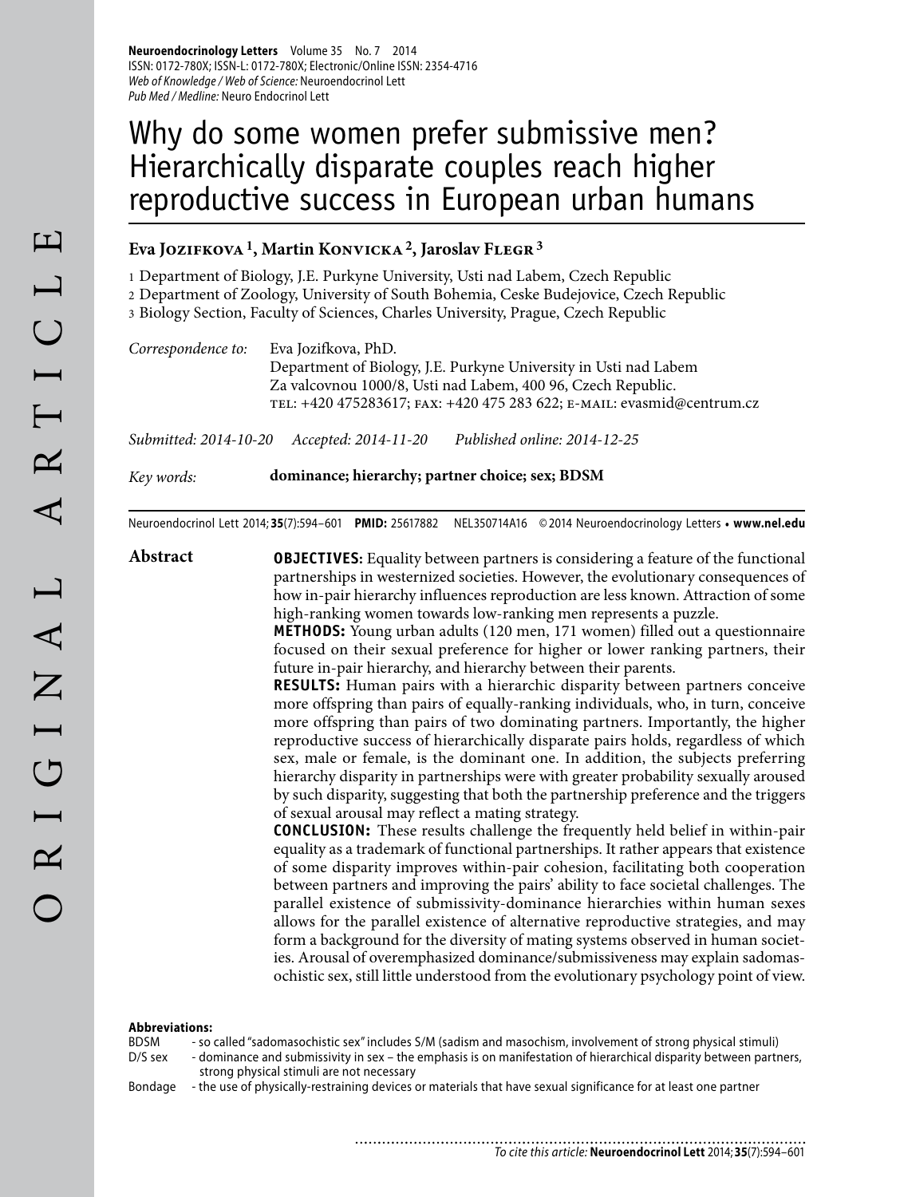# Why do some women prefer submissive men? Hierarchically disparate couples reach higher reproductive success in European urban humans

**Eva Jozifkova [1], Martin Konvicka [2], Jaroslav Flegr [3]**

1 Department of Biology, J.E. Purkyne University, Usti nad Labem, Czech Republic
2 Department of Zoology, University of South Bohemia, Ceske Budejovice, Czech Republic
3 Biology Section, Faculty of Sciences, Charles University, Prague, Czech Republic

*Correspondence to:* Eva Jozifkova, PhD.
Department of Biology, J.E. Purkyne University in Usti nad Labem
Za valcovnou 1000/8, Usti nad Labem, 400 96, Czech Republic.
TEL: +420 475283617; FAX: +420 475 283 622; E-MAIL: evasmid@centrum.cz

*Submitted: 2014-10-20 Accepted: 2014-11-20 Published online: 2014-12-25*

*Key words:* **dominance; hierarchy; partner choice; sex; BDSM**

Neuroendocrinol Lett 2014; **35**(7):594–601 **PMID:** 25617882 NEL350714A16 ©2014 Neuroendocrinology Letters • **www.nel.edu**

## Abstract

**OBJECTIVES:** Equality between partners is considering a feature of the functional partnerships in westernized societies. However, the evolutionary consequences of how in-pair hierarchy influences reproduction are less known. Attraction of some high-ranking women towards low-ranking men represents a puzzle.

**METHODS:** Young urban adults (120 men, 171 women) filled out a questionnaire focused on their sexual preference for higher or lower ranking partners, their future in-pair hierarchy, and hierarchy between their parents.

**RESULTS:** Human pairs with a hierarchic disparity between partners conceive more offspring than pairs of equally-ranking individuals, who, in turn, conceive more offspring than pairs of two dominating partners. Importantly, the higher reproductive success of hierarchically disparate pairs holds, regardless of which sex, male or female, is the dominant one. In addition, the subjects preferring hierarchy disparity in partnerships were with greater probability sexually aroused by such disparity, suggesting that both the partnership preference and the triggers of sexual arousal may reflect a mating strategy.

**CONCLUSION:** These results challenge the frequently held belief in within-pair equality as a trademark of functional partnerships. It rather appears that existence of some disparity improves within-pair cohesion, facilitating both cooperation between partners and improving the pairs' ability to face societal challenges. The parallel existence of submissivity-dominance hierarchies within human sexes allows for the parallel existence of alternative reproductive strategies, and may form a background for the diversity of mating systems observed in human societies. Arousal of overemphasized dominance/submissiveness may explain sadomasochistic sex, still little understood from the evolutionary psychology point of view.

**Abbreviations:**

BDSM - so called "sadomasochistic sex" includes S/M (sadism and masochism, involvement of strong physical stimuli)
D/S sex - dominance and submissivity in sex – the emphasis is on manifestation of hierarchical disparity between partners, strong physical stimuli are not necessary
Bondage - the use of physically-restraining devices or materials that have sexual significance for at least one partner

*To cite this article:* **Neuroendocrinol Lett** 2014; **35**(7):594–601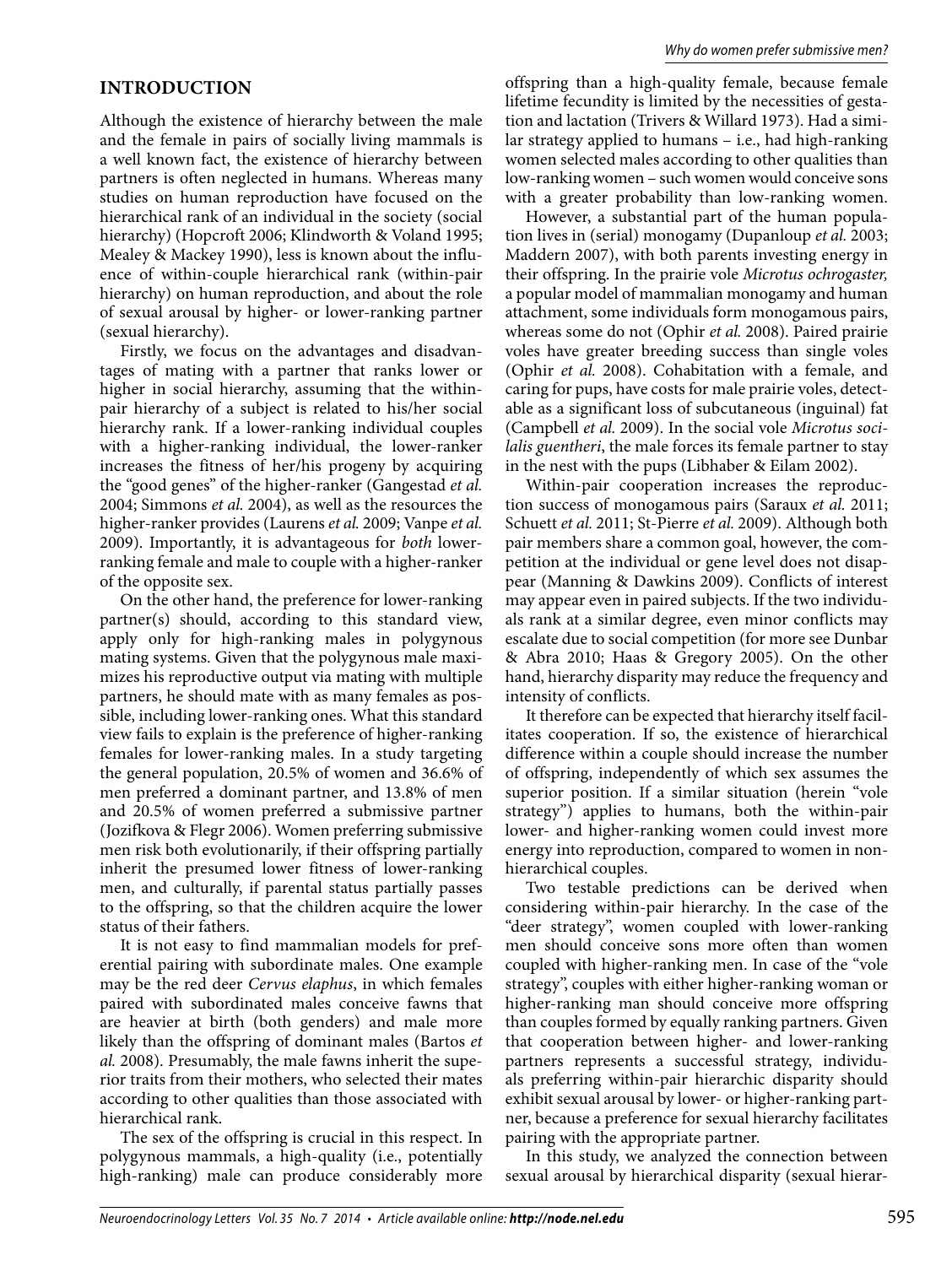## INTRODUCTION

Although the existence of hierarchy between the male and the female in pairs of socially living mammals is a well known fact, the existence of hierarchy between partners is often neglected in humans. Whereas many studies on human reproduction have focused on the hierarchical rank of an individual in the society (social hierarchy) (Hopcroft 2006; Klindworth & Voland 1995; Mealey & Mackey 1990), less is known about the influence of within-couple hierarchical rank (within-pair hierarchy) on human reproduction, and about the role of sexual arousal by higher- or lower-ranking partner (sexual hierarchy).

Firstly, we focus on the advantages and disadvantages of mating with a partner that ranks lower or higher in social hierarchy, assuming that the within-pair hierarchy of a subject is related to his/her social hierarchy rank. If a lower-ranking individual couples with a higher-ranking individual, the lower-ranker increases the fitness of her/his progeny by acquiring the "good genes" of the higher-ranker (Gangestad *et al.* 2004; Simmons *et al.* 2004), as well as the resources the higher-ranker provides (Laurens *et al.* 2009; Vanpe *et al.* 2009). Importantly, it is advantageous for *both* lower-ranking female and male to couple with a higher-ranker of the opposite sex.

On the other hand, the preference for lower-ranking partner(s) should, according to this standard view, apply only for high-ranking males in polygynous mating systems. Given that the polygynous male maximizes his reproductive output via mating with multiple partners, he should mate with as many females as possible, including lower-ranking ones. What this standard view fails to explain is the preference of higher-ranking females for lower-ranking males. In a study targeting the general population, 20.5% of women and 36.6% of men preferred a dominant partner, and 13.8% of men and 20.5% of women preferred a submissive partner (Jozifkova & Flegr 2006). Women preferring submissive men risk both evolutionarily, if their offspring partially inherit the presumed lower fitness of lower-ranking men, and culturally, if parental status partially passes to the offspring, so that the children acquire the lower status of their fathers.

It is not easy to find mammalian models for preferential pairing with subordinate males. One example may be the red deer *Cervus elaphus*, in which females paired with subordinated males conceive fawns that are heavier at birth (both genders) and male more likely than the offspring of dominant males (Bartos *et al.* 2008). Presumably, the male fawns inherit the superior traits from their mothers, who selected their mates according to other qualities than those associated with hierarchical rank.

The sex of the offspring is crucial in this respect. In polygynous mammals, a high-quality (i.e., potentially high-ranking) male can produce considerably more offspring than a high-quality female, because female lifetime fecundity is limited by the necessities of gestation and lactation (Trivers & Willard 1973). Had a similar strategy applied to humans – i.e., had high-ranking women selected males according to other qualities than low-ranking women – such women would conceive sons with a greater probability than low-ranking women.

However, a substantial part of the human population lives in (serial) monogamy (Dupanloup *et al.* 2003; Maddern 2007), with both parents investing energy in their offspring. In the prairie vole *Microtus ochrogaster*, a popular model of mammalian monogamy and human attachment, some individuals form monogamous pairs, whereas some do not (Ophir *et al.* 2008). Paired prairie voles have greater breeding success than single voles (Ophir *et al.* 2008). Cohabitation with a female, and caring for pups, have costs for male prairie voles, detectable as a significant loss of subcutaneous (inguinal) fat (Campbell *et al.* 2009). In the social vole *Microtus socialis guentheri*, the male forces its female partner to stay in the nest with the pups (Libhaber & Eilam 2002).

Within-pair cooperation increases the reproduction success of monogamous pairs (Saraux *et al.* 2011; Schuett *et al.* 2011; St-Pierre *et al.* 2009). Although both pair members share a common goal, however, the competition at the individual or gene level does not disappear (Manning & Dawkins 2009). Conflicts of interest may appear even in paired subjects. If the two individuals rank at a similar degree, even minor conflicts may escalate due to social competition (for more see Dunbar & Abra 2010; Haas & Gregory 2005). On the other hand, hierarchy disparity may reduce the frequency and intensity of conflicts.

It therefore can be expected that hierarchy itself facilitates cooperation. If so, the existence of hierarchical difference within a couple should increase the number of offspring, independently of which sex assumes the superior position. If a similar situation (herein "vole strategy") applies to humans, both the within-pair lower- and higher-ranking women could invest more energy into reproduction, compared to women in non-hierarchical couples.

Two testable predictions can be derived when considering within-pair hierarchy. In the case of the "deer strategy", women coupled with lower-ranking men should conceive sons more often than women coupled with higher-ranking men. In case of the "vole strategy", couples with either higher-ranking woman or higher-ranking man should conceive more offspring than couples formed by equally ranking partners. Given that cooperation between higher- and lower-ranking partners represents a successful strategy, individuals preferring within-pair hierarchic disparity should exhibit sexual arousal by lower- or higher-ranking partner, because a preference for sexual hierarchy facilitates pairing with the appropriate partner.

In this study, we analyzed the connection between sexual arousal by hierarchical disparity (sexual hierar-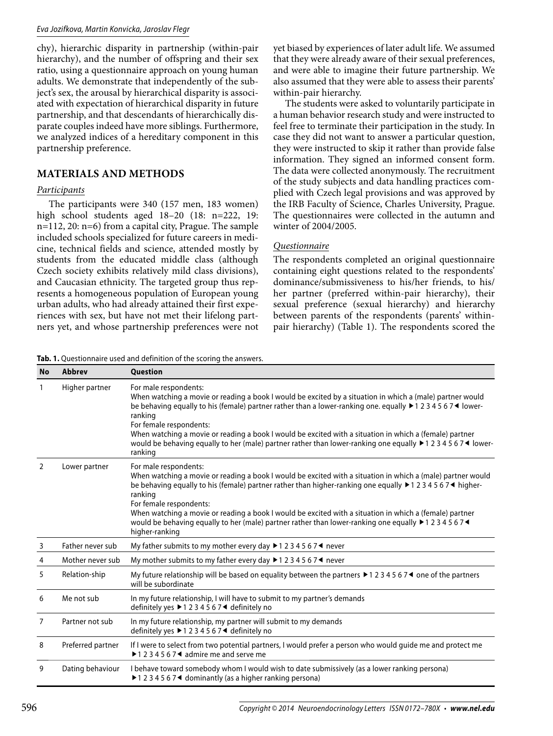chy), hierarchic disparity in partnership (within-pair hierarchy), and the number of offspring and their sex ratio, using a questionnaire approach on young human adults. We demonstrate that independently of the subject's sex, the arousal by hierarchical disparity is associated with expectation of hierarchical disparity in future partnership, and that descendants of hierarchically disparate couples indeed have more siblings. Furthermore, we analyzed indices of a hereditary component in this partnership preference.

## MATERIALS AND METHODS

### *Participants*

The participants were 340 (157 men, 183 women) high school students aged 18–20 (18: n=222, 19: n=112, 20: n=6) from a capital city, Prague. The sample included schools specialized for future careers in medicine, technical fields and science, attended mostly by students from the educated middle class (although Czech society exhibits relatively mild class divisions), and Caucasian ethnicity. The targeted group thus represents a homogeneous population of European young urban adults, who had already attained their first experiences with sex, but have not met their lifelong partners yet, and whose partnership preferences were not yet biased by experiences of later adult life. We assumed that they were already aware of their sexual preferences, and were able to imagine their future partnership. We also assumed that they were able to assess their parents' within-pair hierarchy.

The students were asked to voluntarily participate in a human behavior research study and were instructed to feel free to terminate their participation in the study. In case they did not want to answer a particular question, they were instructed to skip it rather than provide false information. They signed an informed consent form. The data were collected anonymously. The recruitment of the study subjects and data handling practices complied with Czech legal provisions and was approved by the IRB Faculty of Science, Charles University, Prague. The questionnaires were collected in the autumn and winter of 2004/2005.

### *Questionnaire*

The respondents completed an original questionnaire containing eight questions related to the respondents' dominance/submissiveness to his/her friends, to his/her partner (preferred within-pair hierarchy), their sexual preference (sexual hierarchy) and hierarchy between parents of the respondents (parents' within-pair hierarchy) (Table 1). The respondents scored the

**Tab. 1.** Questionnaire used and definition of the scoring the answers.

| No | Abbrev | Question |
|---|---|---|
| 1 | Higher partner | For male respondents:<br>When watching a movie or reading a book I would be excited by a situation in which a (male) partner would be behaving equally to his (female) partner rather than a lower-ranking one. equally ▶1 2 3 4 5 6 7◀ lower-ranking<br>For female respondents:<br>When watching a movie or reading a book I would be excited with a situation in which a (female) partner would be behaving equally to her (male) partner rather than lower-ranking one equally ▶1 2 3 4 5 6 7◀ lower-ranking |
| 2 | Lower partner | For male respondents:<br>When watching a movie or reading a book I would be excited with a situation in which a (male) partner would be behaving equally to his (female) partner rather than higher-ranking one equally ▶1 2 3 4 5 6 7◀ higher-ranking<br>For female respondents:<br>When watching a movie or reading a book I would be excited with a situation in which a (female) partner would be behaving equally to her (male) partner rather than lower-ranking one equally ▶1 2 3 4 5 6 7◀ higher-ranking |
| 3 | Father never sub | My father submits to my mother every day ▶1 2 3 4 5 6 7◀ never |
| 4 | Mother never sub | My mother submits to my father every day ▶1 2 3 4 5 6 7◀ never |
| 5 | Relation-ship | My future relationship will be based on equality between the partners ▶1 2 3 4 5 6 7◀ one of the partners will be subordinate |
| 6 | Me not sub | In my future relationship, I will have to submit to my partner's demands<br>definitely yes ▶1 2 3 4 5 6 7◀ definitely no |
| 7 | Partner not sub | In my future relationship, my partner will submit to my demands<br>definitely yes ▶1 2 3 4 5 6 7◀ definitely no |
| 8 | Preferred partner | If I were to select from two potential partners, I would prefer a person who would guide me and protect me ▶1 2 3 4 5 6 7◀ admire me and serve me |
| 9 | Dating behaviour | I behave toward somebody whom I would wish to date submissively (as a lower ranking persona) ▶1 2 3 4 5 6 7◀ dominantly (as a higher ranking persona) |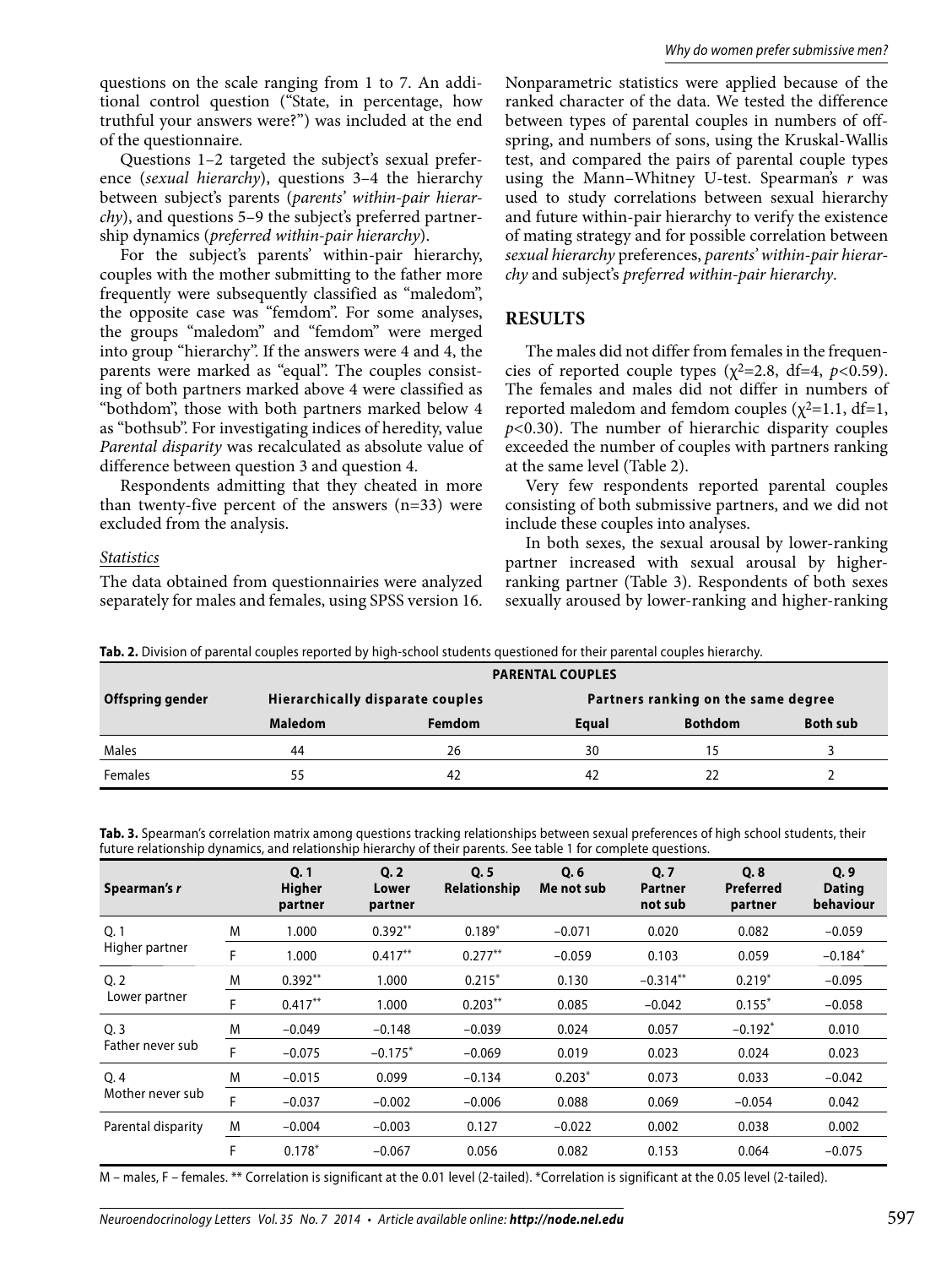questions on the scale ranging from 1 to 7. An additional control question ("State, in percentage, how truthful your answers were?") was included at the end of the questionnaire.

Questions 1–2 targeted the subject's sexual preference (*sexual hierarchy*), questions 3–4 the hierarchy between subject's parents (*parents' within-pair hierarchy*), and questions 5–9 the subject's preferred partnership dynamics (*preferred within-pair hierarchy*).

For the subject's parents' within-pair hierarchy, couples with the mother submitting to the father more frequently were subsequently classified as "maledom", the opposite case was "femdom". For some analyses, the groups "maledom" and "femdom" were merged into group "hierarchy". If the answers were 4 and 4, the parents were marked as "equal". The couples consisting of both partners marked above 4 were classified as "bothdom", those with both partners marked below 4 as "bothsub". For investigating indices of heredity, value *Parental disparity* was recalculated as absolute value of difference between question 3 and question 4.

Respondents admitting that they cheated in more than twenty-five percent of the answers (n=33) were excluded from the analysis.

*Statistics*

The data obtained from questionnairies were analyzed separately for males and females, using SPSS version 16. Nonparametric statistics were applied because of the ranked character of the data. We tested the difference between types of parental couples in numbers of offspring, and numbers of sons, using the Kruskal-Wallis test, and compared the pairs of parental couple types using the Mann–Whitney U-test. Spearman's *r* was used to study correlations between sexual hierarchy and future within-pair hierarchy to verify the existence of mating strategy and for possible correlation between *sexual hierarchy* preferences, *parents' within-pair hierarchy* and subject's *preferred within-pair hierarchy*.

## RESULTS

The males did not differ from females in the frequencies of reported couple types ($\chi^2$=2.8, df=4, $p$<0.59). The females and males did not differ in numbers of reported maledom and femdom couples ($\chi^2$=1.1, df=1, $p$<0.30). The number of hierarchic disparity couples exceeded the number of couples with partners ranking at the same level (Table 2).

Very few respondents reported parental couples consisting of both submissive partners, and we did not include these couples into analyses.

In both sexes, the sexual arousal by lower-ranking partner increased with sexual arousal by higher-ranking partner (Table 3). Respondents of both sexes sexually aroused by lower-ranking and higher-ranking

**Tab. 2.** Division of parental couples reported by high-school students questioned for their parental couples hierarchy.

| Offspring gender | PARENTAL COUPLES | | | | |
|---|---|---|---|---|---|
| | Hierarchically disparate couples | | Partners ranking on the same degree | | |
| | Maledom | Femdom | Equal | Bothdom | Both sub |
| Males | 44 | 26 | 30 | 15 | 3 |
| Females | 55 | 42 | 42 | 22 | 2 |

**Tab. 3.** Spearman's correlation matrix among questions tracking relationships between sexual preferences of high school students, their future relationship dynamics, and relationship hierarchy of their parents. See table 1 for complete questions.

| Spearman's *r* | | Q. 1 Higher partner | Q. 2 Lower partner | Q. 5 Relationship | Q. 6 Me not sub | Q. 7 Partner not sub | Q. 8 Preferred partner | Q. 9 Dating behaviour |
|---|---|---|---|---|---|---|---|---|
| Q. 1 Higher partner | M | 1.000 | 0.392** | 0.189* | −0.071 | 0.020 | 0.082 | −0.059 |
| | F | 1.000 | 0.417** | 0.277** | −0.059 | 0.103 | 0.059 | −0.184* |
| Q. 2 Lower partner | M | 0.392** | 1.000 | 0.215* | 0.130 | −0.314** | 0.219* | −0.095 |
| | F | 0.417** | 1.000 | 0.203** | 0.085 | −0.042 | 0.155* | −0.058 |
| Q. 3 Father never sub | M | −0.049 | −0.148 | −0.039 | 0.024 | 0.057 | −0.192* | 0.010 |
| | F | −0.075 | −0.175* | −0.069 | 0.019 | 0.023 | 0.024 | 0.023 |
| Q. 4 Mother never sub | M | −0.015 | 0.099 | −0.134 | 0.203* | 0.073 | 0.033 | −0.042 |
| | F | −0.037 | −0.002 | −0.006 | 0.088 | 0.069 | −0.054 | 0.042 |
| Parental disparity | M | −0.004 | −0.003 | 0.127 | −0.022 | 0.002 | 0.038 | 0.002 |
| | F | 0.178* | −0.067 | 0.056 | 0.082 | 0.153 | 0.064 | −0.075 |

M – males, F – females. ** Correlation is significant at the 0.01 level (2-tailed). *Correlation is significant at the 0.05 level (2-tailed).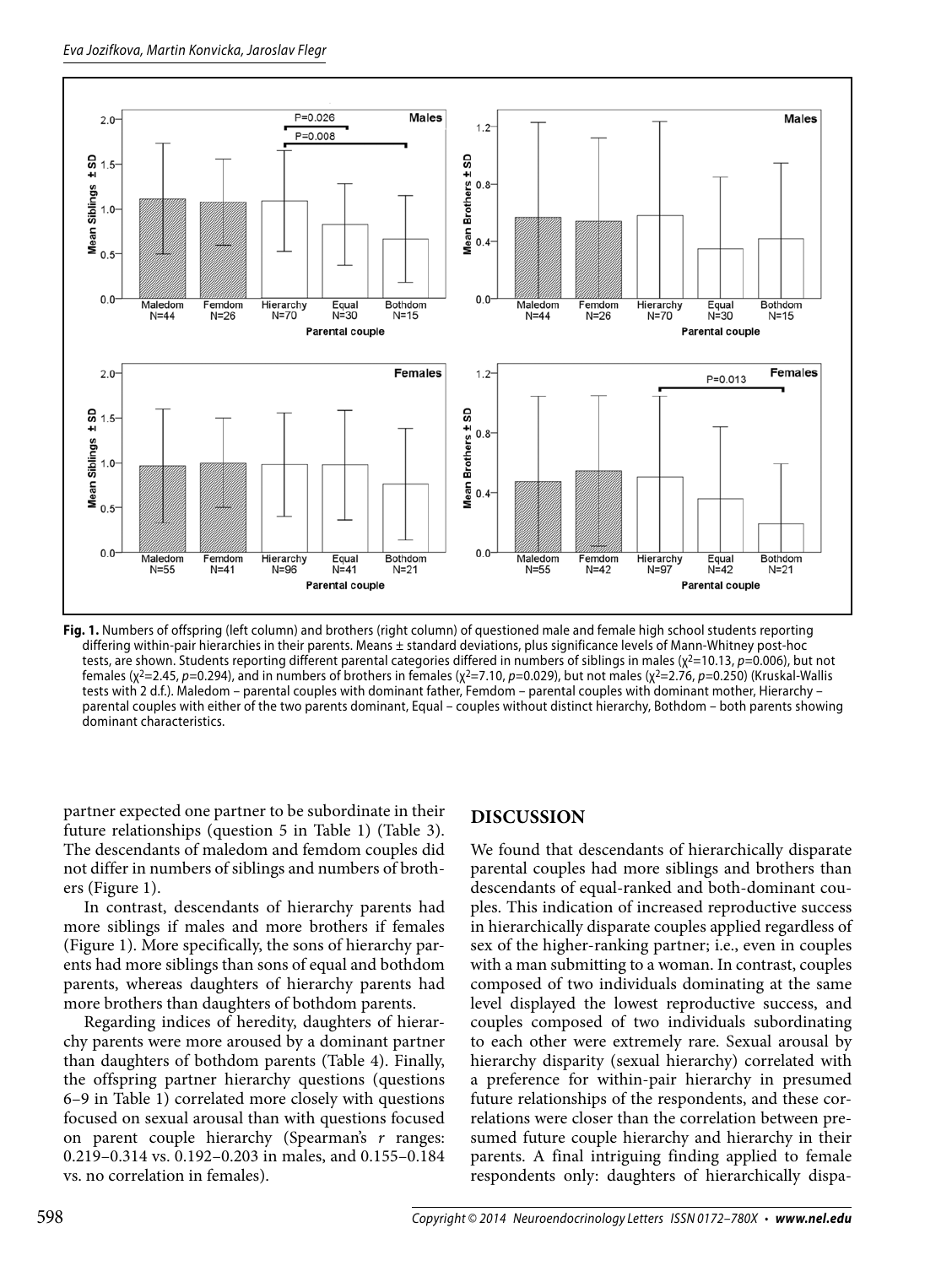**Fig. 1.** Numbers of offspring (left column) and brothers (right column) of questioned male and female high school students reporting differing within-pair hierarchies in their parents. Means ± standard deviations, plus significance levels of Mann-Whitney post-hoc tests, are shown. Students reporting different parental categories differed in numbers of siblings in males ($\chi^2$=10.13, $p$=0.006), but not females ($\chi^2$=2.45, $p$=0.294), and in numbers of brothers in females ($\chi^2$=7.10, $p$=0.029), but not males ($\chi^2$=2.76, $p$=0.250) (Kruskal-Wallis tests with 2 d.f.). Maledom – parental couples with dominant father, Femdom – parental couples with dominant mother, Hierarchy – parental couples with either of the two parents dominant, Equal – couples without distinct hierarchy, Bothdom – both parents showing dominant characteristics.

partner expected one partner to be subordinate in their future relationships (question 5 in Table 1) (Table 3). The descendants of maledom and femdom couples did not differ in numbers of siblings and numbers of brothers (Figure 1).

In contrast, descendants of hierarchy parents had more siblings if males and more brothers if females (Figure 1). More specifically, the sons of hierarchy parents had more siblings than sons of equal and bothdom parents, whereas daughters of hierarchy parents had more brothers than daughters of bothdom parents.

Regarding indices of heredity, daughters of hierarchy parents were more aroused by a dominant partner than daughters of bothdom parents (Table 4). Finally, the offspring partner hierarchy questions (questions 6–9 in Table 1) correlated more closely with questions focused on sexual arousal than with questions focused on parent couple hierarchy (Spearman's $r$ ranges: 0.219–0.314 vs. 0.192–0.203 in males, and 0.155–0.184 vs. no correlation in females).

## DISCUSSION

We found that descendants of hierarchically disparate parental couples had more siblings and brothers than descendants of equal-ranked and both-dominant couples. This indication of increased reproductive success in hierarchically disparate couples applied regardless of sex of the higher-ranking partner; i.e., even in couples with a man submitting to a woman. In contrast, couples composed of two individuals dominating at the same level displayed the lowest reproductive success, and couples composed of two individuals subordinating to each other were extremely rare. Sexual arousal by hierarchy disparity (sexual hierarchy) correlated with a preference for within-pair hierarchy in presumed future relationships of the respondents, and these correlations were closer than the correlation between presumed future couple hierarchy and hierarchy in their parents. A final intriguing finding applied to female respondents only: daughters of hierarchically dispa-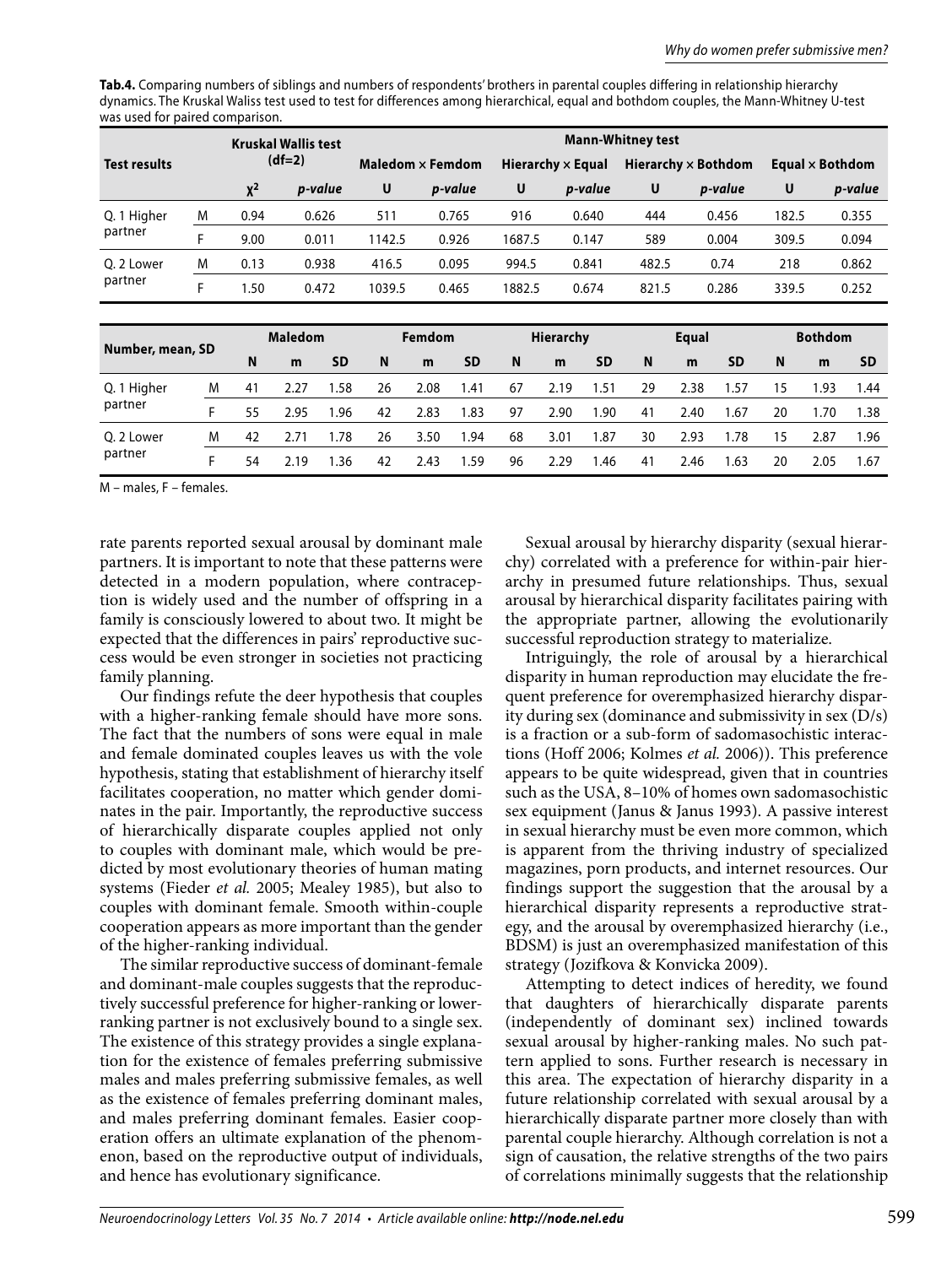**Tab.4.** Comparing numbers of siblings and numbers of respondents' brothers in parental couples differing in relationship hierarchy dynamics. The Kruskal Waliss test used to test for differences among hierarchical, equal and bothdom couples, the Mann-Whitney U-test was used for paired comparison.

| Test results | | Kruskal Wallis test (df=2) | | Mann-Whitney test | | | | | | | | | |
|---|---|---|---|---|---|---|---|---|---|---|---|---|---|
| | | | | Maledom × Femdom | | Hierarchy × Equal | | Hierarchy × Bothdom | | Equal × Bothdom | | | |
| | | $\chi^2$ | *p-value* | U | *p-value* | U | *p-value* | U | *p-value* | U | *p-value* | | |
| Q. 1 Higher partner | M | 0.94 | 0.626 | 511 | 0.765 | 916 | 0.640 | 444 | 0.456 | 182.5 | 0.355 | | |
| | F | 9.00 | 0.011 | 1142.5 | 0.926 | 1687.5 | 0.147 | 589 | 0.004 | 309.5 | 0.094 | | |
| Q. 2 Lower partner | M | 0.13 | 0.938 | 416.5 | 0.095 | 994.5 | 0.841 | 482.5 | 0.74 | 218 | 0.862 | | |
| | F | 1.50 | 0.472 | 1039.5 | 0.465 | 1882.5 | 0.674 | 821.5 | 0.286 | 339.5 | 0.252 | | |

| Number, mean, SD | | Maledom | | | Femdom | | | Hierarchy | | | Equal | | | Bothdom | | |
|---|---|---|---|---|---|---|---|---|---|---|---|---|---|---|---|---|
| | | N | m | SD | N | m | SD | N | m | SD | N | m | SD | N | m | SD |
| Q. 1 Higher partner | M | 41 | 2.27 | 1.58 | 26 | 2.08 | 1.41 | 67 | 2.19 | 1.51 | 29 | 2.38 | 1.57 | 15 | 1.93 | 1.44 |
| | F | 55 | 2.95 | 1.96 | 42 | 2.83 | 1.83 | 97 | 2.90 | 1.90 | 41 | 2.40 | 1.67 | 20 | 1.70 | 1.38 |
| Q. 2 Lower partner | M | 42 | 2.71 | 1.78 | 26 | 3.50 | 1.94 | 68 | 3.01 | 1.87 | 30 | 2.93 | 1.78 | 15 | 2.87 | 1.96 |
| | F | 54 | 2.19 | 1.36 | 42 | 2.43 | 1.59 | 96 | 2.29 | 1.46 | 41 | 2.46 | 1.63 | 20 | 2.05 | 1.67 |

M – males, F – females.

rate parents reported sexual arousal by dominant male partners. It is important to note that these patterns were detected in a modern population, where contraception is widely used and the number of offspring in a family is consciously lowered to about two. It might be expected that the differences in pairs' reproductive success would be even stronger in societies not practicing family planning.

Our findings refute the deer hypothesis that couples with a higher-ranking female should have more sons. The fact that the numbers of sons were equal in male and female dominated couples leaves us with the vole hypothesis, stating that establishment of hierarchy itself facilitates cooperation, no matter which gender dominates in the pair. Importantly, the reproductive success of hierarchically disparate couples applied not only to couples with dominant male, which would be predicted by most evolutionary theories of human mating systems (Fieder *et al.* 2005; Mealey 1985), but also to couples with dominant female. Smooth within-couple cooperation appears as more important than the gender of the higher-ranking individual.

The similar reproductive success of dominant-female and dominant-male couples suggests that the reproductively successful preference for higher-ranking or lower-ranking partner is not exclusively bound to a single sex. The existence of this strategy provides a single explanation for the existence of females preferring submissive males and males preferring submissive females, as well as the existence of females preferring dominant males, and males preferring dominant females. Easier cooperation offers an ultimate explanation of the phenomenon, based on the reproductive output of individuals, and hence has evolutionary significance.

Sexual arousal by hierarchy disparity (sexual hierarchy) correlated with a preference for within-pair hierarchy in presumed future relationships. Thus, sexual arousal by hierarchical disparity facilitates pairing with the appropriate partner, allowing the evolutionarily successful reproduction strategy to materialize.

Intriguingly, the role of arousal by a hierarchical disparity in human reproduction may elucidate the frequent preference for overemphasized hierarchy disparity during sex (dominance and submissivity in sex (D/s) is a fraction or a sub-form of sadomasochistic interactions (Hoff 2006; Kolmes *et al.* 2006)). This preference appears to be quite widespread, given that in countries such as the USA, 8–10% of homes own sadomasochistic sex equipment (Janus & Janus 1993). A passive interest in sexual hierarchy must be even more common, which is apparent from the thriving industry of specialized magazines, porn products, and internet resources. Our findings support the suggestion that the arousal by a hierarchical disparity represents a reproductive strategy, and the arousal by overemphasized hierarchy (i.e., BDSM) is just an overemphasized manifestation of this strategy (Jozifkova & Konvicka 2009).

Attempting to detect indices of heredity, we found that daughters of hierarchically disparate parents (independently of dominant sex) inclined towards sexual arousal by higher-ranking males. No such pattern applied to sons. Further research is necessary in this area. The expectation of hierarchy disparity in a future relationship correlated with sexual arousal by a hierarchically disparate partner more closely than with parental couple hierarchy. Although correlation is not a sign of causation, the relative strengths of the two pairs of correlations minimally suggests that the relationship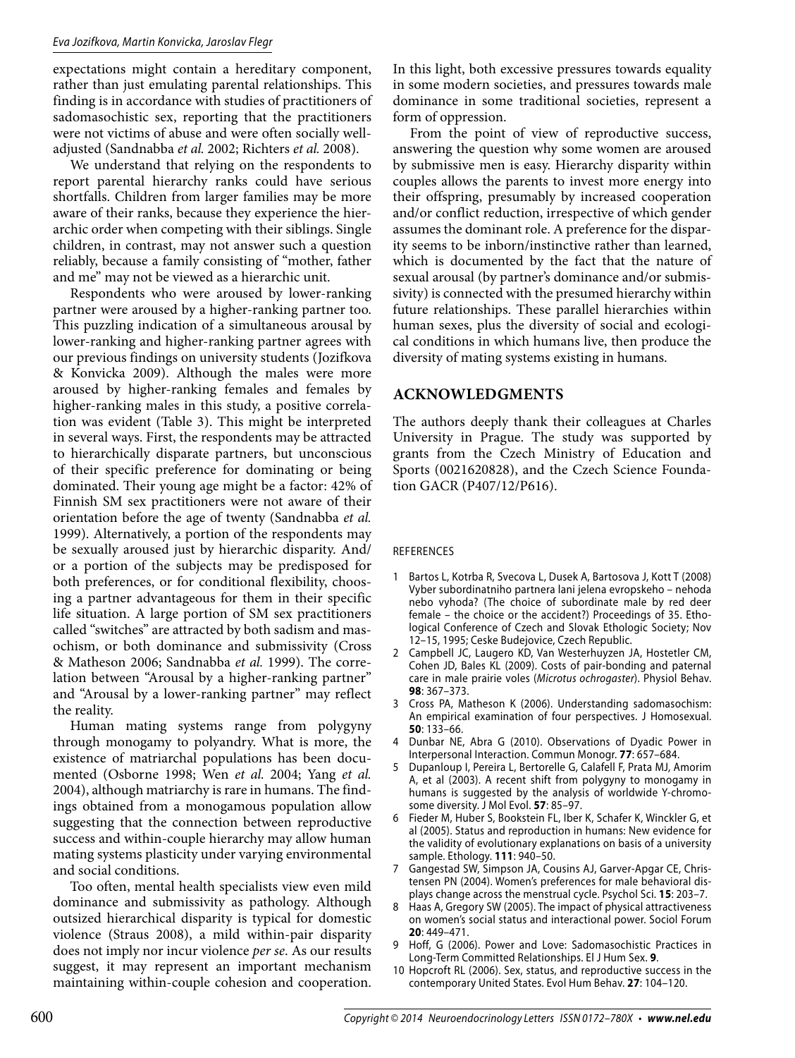expectations might contain a hereditary component, rather than just emulating parental relationships. This finding is in accordance with studies of practitioners of sadomasochistic sex, reporting that the practitioners were not victims of abuse and were often socially well-adjusted (Sandnabba *et al.* 2002; Richters *et al.* 2008).

We understand that relying on the respondents to report parental hierarchy ranks could have serious shortfalls. Children from larger families may be more aware of their ranks, because they experience the hierarchic order when competing with their siblings. Single children, in contrast, may not answer such a question reliably, because a family consisting of "mother, father and me" may not be viewed as a hierarchic unit.

Respondents who were aroused by lower-ranking partner were aroused by a higher-ranking partner too. This puzzling indication of a simultaneous arousal by lower-ranking and higher-ranking partner agrees with our previous findings on university students (Jozifkova & Konvicka 2009). Although the males were more aroused by higher-ranking females and females by higher-ranking males in this study, a positive correlation was evident (Table 3). This might be interpreted in several ways. First, the respondents may be attracted to hierarchically disparate partners, but unconscious of their specific preference for dominating or being dominated. Their young age might be a factor: 42% of Finnish SM sex practitioners were not aware of their orientation before the age of twenty (Sandnabba *et al.* 1999). Alternatively, a portion of the respondents may be sexually aroused just by hierarchic disparity. And/or a portion of the subjects may be predisposed for both preferences, or for conditional flexibility, choosing a partner advantageous for them in their specific life situation. A large portion of SM sex practitioners called "switches" are attracted by both sadism and masochism, or both dominance and submissivity (Cross & Matheson 2006; Sandnabba *et al.* 1999). The correlation between "Arousal by a higher-ranking partner" and "Arousal by a lower-ranking partner" may reflect the reality.

Human mating systems range from polygyny through monogamy to polyandry. What is more, the existence of matriarchal populations has been documented (Osborne 1998; Wen *et al.* 2004; Yang *et al.* 2004), although matriarchy is rare in humans. The findings obtained from a monogamous population allow suggesting that the connection between reproductive success and within-couple hierarchy may allow human mating systems plasticity under varying environmental and social conditions.

Too often, mental health specialists view even mild dominance and submissivity as pathology. Although outsized hierarchical disparity is typical for domestic violence (Straus 2008), a mild within-pair disparity does not imply nor incur violence *per se*. As our results suggest, it may represent an important mechanism maintaining within-couple cohesion and cooperation. In this light, both excessive pressures towards equality in some modern societies, and pressures towards male dominance in some traditional societies, represent a form of oppression.

From the point of view of reproductive success, answering the question why some women are aroused by submissive men is easy. Hierarchy disparity within couples allows the parents to invest more energy into their offspring, presumably by increased cooperation and/or conflict reduction, irrespective of which gender assumes the dominant role. A preference for the disparity seems to be inborn/instinctive rather than learned, which is documented by the fact that the nature of sexual arousal (by partner's dominance and/or submissivity) is connected with the presumed hierarchy within future relationships. These parallel hierarchies within human sexes, plus the diversity of social and ecological conditions in which humans live, then produce the diversity of mating systems existing in humans.

## ACKNOWLEDGMENTS

The authors deeply thank their colleagues at Charles University in Prague. The study was supported by grants from the Czech Ministry of Education and Sports (0021620828), and the Czech Science Foundation GACR (P407/12/P616).

REFERENCES

1. Bartos L, Kotrba R, Svecova L, Dusek A, Bartosova J, Kott T (2008) Vyber subordinatniho partnera lani jelena evropskeho – nehoda nebo vyhoda? (The choice of subordinate male by red deer female – the choice or the accident?) Proceedings of 35. Ethological Conference of Czech and Slovak Ethologic Society; Nov 12–15, 1995; Ceske Budejovice, Czech Republic.
2. Campbell JC, Laugero KD, Van Westerhuyzen JA, Hostetler CM, Cohen JD, Bales KL (2009). Costs of pair-bonding and paternal care in male prairie voles (*Microtus ochrogaster*). Physiol Behav. **98**: 367–373.
3. Cross PA, Matheson K (2006). Understanding sadomasochism: An empirical examination of four perspectives. J Homosexual. **50**: 133–66.
4. Dunbar NE, Abra G (2010). Observations of Dyadic Power in Interpersonal Interaction. Commun Monogr. **77**: 657–684.
5. Dupanloup I, Pereira L, Bertorelle G, Calafell F, Prata MJ, Amorim A, et al (2003). A recent shift from polygyny to monogamy in humans is suggested by the analysis of worldwide Y-chromosome diversity. J Mol Evol. **57**: 85–97.
6. Fieder M, Huber S, Bookstein FL, Iber K, Schafer K, Winckler G, et al (2005). Status and reproduction in humans: New evidence for the validity of evolutionary explanations on basis of a university sample. Ethology. **111**: 940–50.
7. Gangestad SW, Simpson JA, Cousins AJ, Garver-Apgar CE, Christensen PN (2004). Women's preferences for male behavioral displays change across the menstrual cycle. Psychol Sci. **15**: 203–7.
8. Haas A, Gregory SW (2005). The impact of physical attractiveness on women's social status and interactional power. Sociol Forum **20**: 449–471.
9. Hoff, G (2006). Power and Love: Sadomasochistic Practices in Long-Term Committed Relationships. El J Hum Sex. **9**.
10. Hopcroft RL (2006). Sex, status, and reproductive success in the contemporary United States. Evol Hum Behav. **27**: 104–120.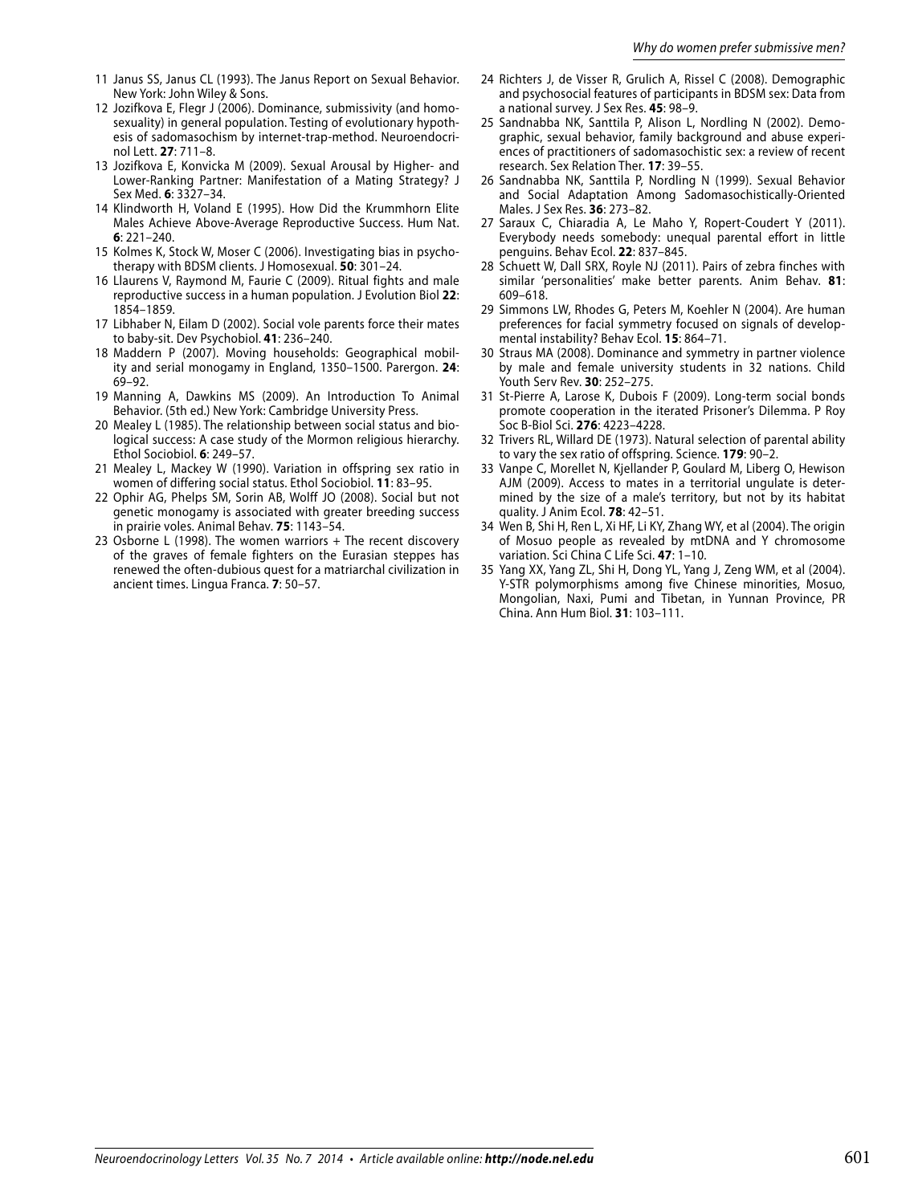11 Janus SS, Janus CL (1993). The Janus Report on Sexual Behavior. New York: John Wiley & Sons.

12 Jozifkova E, Flegr J (2006). Dominance, submissivity (and homosexuality) in general population. Testing of evolutionary hypothesis of sadomasochism by internet-trap-method. Neuroendocrinol Lett. **27**: 711–8.

13 Jozifkova E, Konvicka M (2009). Sexual Arousal by Higher- and Lower-Ranking Partner: Manifestation of a Mating Strategy? J Sex Med. **6**: 3327–34.

14 Klindworth H, Voland E (1995). How Did the Krummhorn Elite Males Achieve Above-Average Reproductive Success. Hum Nat. **6**: 221–240.

15 Kolmes K, Stock W, Moser C (2006). Investigating bias in psychotherapy with BDSM clients. J Homosexual. **50**: 301–24.

16 Llaurens V, Raymond M, Faurie C (2009). Ritual fights and male reproductive success in a human population. J Evolution Biol **22**: 1854–1859.

17 Libhaber N, Eilam D (2002). Social vole parents force their mates to baby-sit. Dev Psychobiol. **41**: 236–240.

18 Maddern P (2007). Moving households: Geographical mobility and serial monogamy in England, 1350–1500. Parergon. **24**: 69–92.

19 Manning A, Dawkins MS (2009). An Introduction To Animal Behavior. (5th ed.) New York: Cambridge University Press.

20 Mealey L (1985). The relationship between social status and biological success: A case study of the Mormon religious hierarchy. Ethol Sociobiol. **6**: 249–57.

21 Mealey L, Mackey W (1990). Variation in offspring sex ratio in women of differing social status. Ethol Sociobiol. **11**: 83–95.

22 Ophir AG, Phelps SM, Sorin AB, Wolff JO (2008). Social but not genetic monogamy is associated with greater breeding success in prairie voles. Animal Behav. **75**: 1143–54.

23 Osborne L (1998). The women warriors + The recent discovery of the graves of female fighters on the Eurasian steppes has renewed the often-dubious quest for a matriarchal civilization in ancient times. Lingua Franca. **7**: 50–57.

24 Richters J, de Visser R, Grulich A, Rissel C (2008). Demographic and psychosocial features of participants in BDSM sex: Data from a national survey. J Sex Res. **45**: 98–9.

25 Sandnabba NK, Santtila P, Alison L, Nordling N (2002). Demographic, sexual behavior, family background and abuse experiences of practitioners of sadomasochistic sex: a review of recent research. Sex Relation Ther. **17**: 39–55.

26 Sandnabba NK, Santtila P, Nordling N (1999). Sexual Behavior and Social Adaptation Among Sadomasochistically-Oriented Males. J Sex Res. **36**: 273–82.

27 Saraux C, Chiaradia A, Le Maho Y, Ropert-Coudert Y (2011). Everybody needs somebody: unequal parental effort in little penguins. Behav Ecol. **22**: 837–845.

28 Schuett W, Dall SRX, Royle NJ (2011). Pairs of zebra finches with similar 'personalities' make better parents. Anim Behav. **81**: 609–618.

29 Simmons LW, Rhodes G, Peters M, Koehler N (2004). Are human preferences for facial symmetry focused on signals of developmental instability? Behav Ecol. **15**: 864–71.

30 Straus MA (2008). Dominance and symmetry in partner violence by male and female university students in 32 nations. Child Youth Serv Rev. **30**: 252–275.

31 St-Pierre A, Larose K, Dubois F (2009). Long-term social bonds promote cooperation in the iterated Prisoner's Dilemma. P Roy Soc B-Biol Sci. **276**: 4223–4228.

32 Trivers RL, Willard DE (1973). Natural selection of parental ability to vary the sex ratio of offspring. Science. **179**: 90–2.

33 Vanpe C, Morellet N, Kjellander P, Goulard M, Liberg O, Hewison AJM (2009). Access to mates in a territorial ungulate is determined by the size of a male's territory, but not by its habitat quality. J Anim Ecol. **78**: 42–51.

34 Wen B, Shi H, Ren L, Xi HF, Li KY, Zhang WY, et al (2004). The origin of Mosuo people as revealed by mtDNA and Y chromosome variation. Sci China C Life Sci. **47**: 1–10.

35 Yang XX, Yang ZL, Shi H, Dong YL, Yang J, Zeng WM, et al (2004). Y-STR polymorphisms among five Chinese minorities, Mosuo, Mongolian, Naxi, Pumi and Tibetan, in Yunnan Province, PR China. Ann Hum Biol. **31**: 103–111.